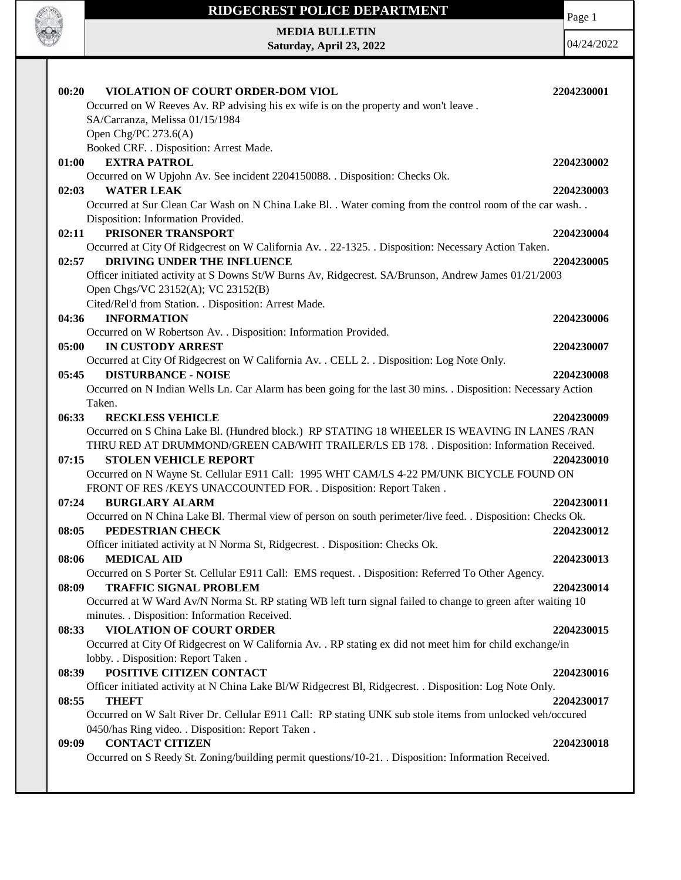# RIDGECREST POLICE DEPARTMENT

**MEDIA BULLETIN**
**Saturday, April 23, 2022**

04/24/2022

**00:20 VIOLATION OF COURT ORDER-DOM VIOL** **2204230001**
Occurred on W Reeves Av. RP advising his ex wife is on the property and won't leave .
SA/Carranza, Melissa 01/15/1984
Open Chg/PC 273.6(A)
Booked CRF. . Disposition: Arrest Made.

**01:00 EXTRA PATROL** **2204230002**
Occurred on W Upjohn Av. See incident 2204150088. . Disposition: Checks Ok.

**02:03 WATER LEAK** **2204230003**
Occurred at Sur Clean Car Wash on N China Lake Bl. . Water coming from the control room of the car wash. . Disposition: Information Provided.

**02:11 PRISONER TRANSPORT** **2204230004**
Occurred at City Of Ridgecrest on W California Av. . 22-1325. . Disposition: Necessary Action Taken.

**02:57 DRIVING UNDER THE INFLUENCE** **2204230005**
Officer initiated activity at S Downs St/W Burns Av, Ridgecrest. SA/Brunson, Andrew James 01/21/2003
Open Chgs/VC 23152(A); VC 23152(B)
Cited/Rel'd from Station. . Disposition: Arrest Made.

**04:36 INFORMATION** **2204230006**
Occurred on W Robertson Av. . Disposition: Information Provided.

**05:00 IN CUSTODY ARREST** **2204230007**
Occurred at City Of Ridgecrest on W California Av. . CELL 2. . Disposition: Log Note Only.

**05:45 DISTURBANCE - NOISE** **2204230008**
Occurred on N Indian Wells Ln. Car Alarm has been going for the last 30 mins. . Disposition: Necessary Action Taken.

**06:33 RECKLESS VEHICLE** **2204230009**
Occurred on S China Lake Bl. (Hundred block.) RP STATING 18 WHEELER IS WEAVING IN LANES /RAN THRU RED AT DRUMMOND/GREEN CAB/WHT TRAILER/LS EB 178. . Disposition: Information Received.

**07:15 STOLEN VEHICLE REPORT** **2204230010**
Occurred on N Wayne St. Cellular E911 Call: 1995 WHT CAM/LS 4-22 PM/UNK BICYCLE FOUND ON FRONT OF RES /KEYS UNACCOUNTED FOR. . Disposition: Report Taken .

**07:24 BURGLARY ALARM** **2204230011**
Occurred on N China Lake Bl. Thermal view of person on south perimeter/live feed. . Disposition: Checks Ok.

**08:05 PEDESTRIAN CHECK** **2204230012**
Officer initiated activity at N Norma St, Ridgecrest. . Disposition: Checks Ok.

**08:06 MEDICAL AID** **2204230013**
Occurred on S Porter St. Cellular E911 Call: EMS request. . Disposition: Referred To Other Agency.

**08:09 TRAFFIC SIGNAL PROBLEM** **2204230014**
Occurred at W Ward Av/N Norma St. RP stating WB left turn signal failed to change to green after waiting 10 minutes. . Disposition: Information Received.

**08:33 VIOLATION OF COURT ORDER** **2204230015**
Occurred at City Of Ridgecrest on W California Av. . RP stating ex did not meet him for child exchange/in lobby. . Disposition: Report Taken .

**08:39 POSITIVE CITIZEN CONTACT** **2204230016**
Officer initiated activity at N China Lake Bl/W Ridgecrest Bl, Ridgecrest. . Disposition: Log Note Only.

**08:55 THEFT** **2204230017**
Occurred on W Salt River Dr. Cellular E911 Call: RP stating UNK sub stole items from unlocked veh/occured 0450/has Ring video. . Disposition: Report Taken .

**09:09 CONTACT CITIZEN** **2204230018**
Occurred on S Reedy St. Zoning/building permit questions/10-21. . Disposition: Information Received.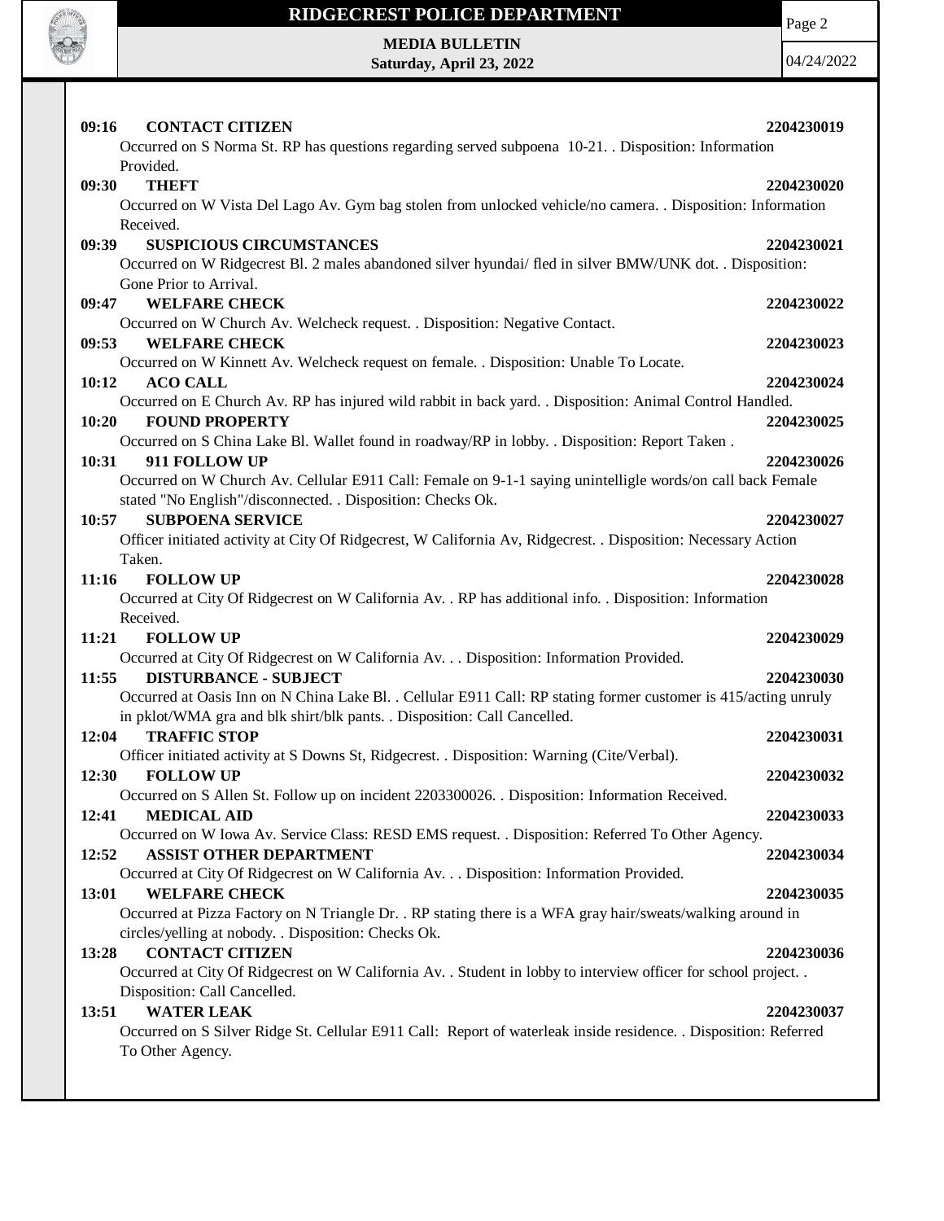**09:16 CONTACT CITIZEN** **2204230019**

Occurred on S Norma St. RP has questions regarding served subpoena 10-21. . Disposition: Information Provided.

**09:30 THEFT** **2204230020**

Occurred on W Vista Del Lago Av. Gym bag stolen from unlocked vehicle/no camera. . Disposition: Information Received.

**09:39 SUSPICIOUS CIRCUMSTANCES** **2204230021**

Occurred on W Ridgecrest Bl. 2 males abandoned silver hyundai/ fled in silver BMW/UNK dot. . Disposition: Gone Prior to Arrival.

**09:47 WELFARE CHECK** **2204230022**

Occurred on W Church Av. Welcheck request. . Disposition: Negative Contact.

**09:53 WELFARE CHECK** **2204230023**

Occurred on W Kinnett Av. Welcheck request on female. . Disposition: Unable To Locate.

**10:12 ACO CALL** **2204230024**

Occurred on E Church Av. RP has injured wild rabbit in back yard. . Disposition: Animal Control Handled.

**10:20 FOUND PROPERTY** **2204230025**

Occurred on S China Lake Bl. Wallet found in roadway/RP in lobby. . Disposition: Report Taken .

**10:31 911 FOLLOW UP** **2204230026**

Occurred on W Church Av. Cellular E911 Call: Female on 9-1-1 saying unintelligle words/on call back Female stated "No English"/disconnected. . Disposition: Checks Ok.

**10:57 SUBPOENA SERVICE** **2204230027**

Officer initiated activity at City Of Ridgecrest, W California Av, Ridgecrest. . Disposition: Necessary Action Taken.

**11:16 FOLLOW UP** **2204230028**

Occurred at City Of Ridgecrest on W California Av. . RP has additional info. . Disposition: Information Received.

**11:21 FOLLOW UP** **2204230029**

Occurred at City Of Ridgecrest on W California Av. . . Disposition: Information Provided.

**11:55 DISTURBANCE - SUBJECT** **2204230030**

Occurred at Oasis Inn on N China Lake Bl. . Cellular E911 Call: RP stating former customer is 415/acting unruly in pklot/WMA gra and blk shirt/blk pants. . Disposition: Call Cancelled.

**12:04 TRAFFIC STOP** **2204230031**

Officer initiated activity at S Downs St, Ridgecrest. . Disposition: Warning (Cite/Verbal).

**12:30 FOLLOW UP** **2204230032**

Occurred on S Allen St. Follow up on incident 2203300026. . Disposition: Information Received.

**12:41 MEDICAL AID** **2204230033**

Occurred on W Iowa Av. Service Class: RESD EMS request. . Disposition: Referred To Other Agency.

**12:52 ASSIST OTHER DEPARTMENT** **2204230034**

Occurred at City Of Ridgecrest on W California Av. . . Disposition: Information Provided.

**13:01 WELFARE CHECK** **2204230035**

Occurred at Pizza Factory on N Triangle Dr. . RP stating there is a WFA gray hair/sweats/walking around in circles/yelling at nobody. . Disposition: Checks Ok.

**13:28 CONTACT CITIZEN** **2204230036**

Occurred at City Of Ridgecrest on W California Av. . Student in lobby to interview officer for school project. . Disposition: Call Cancelled.

**13:51 WATER LEAK** **2204230037**

Occurred on S Silver Ridge St. Cellular E911 Call: Report of waterleak inside residence. . Disposition: Referred To Other Agency.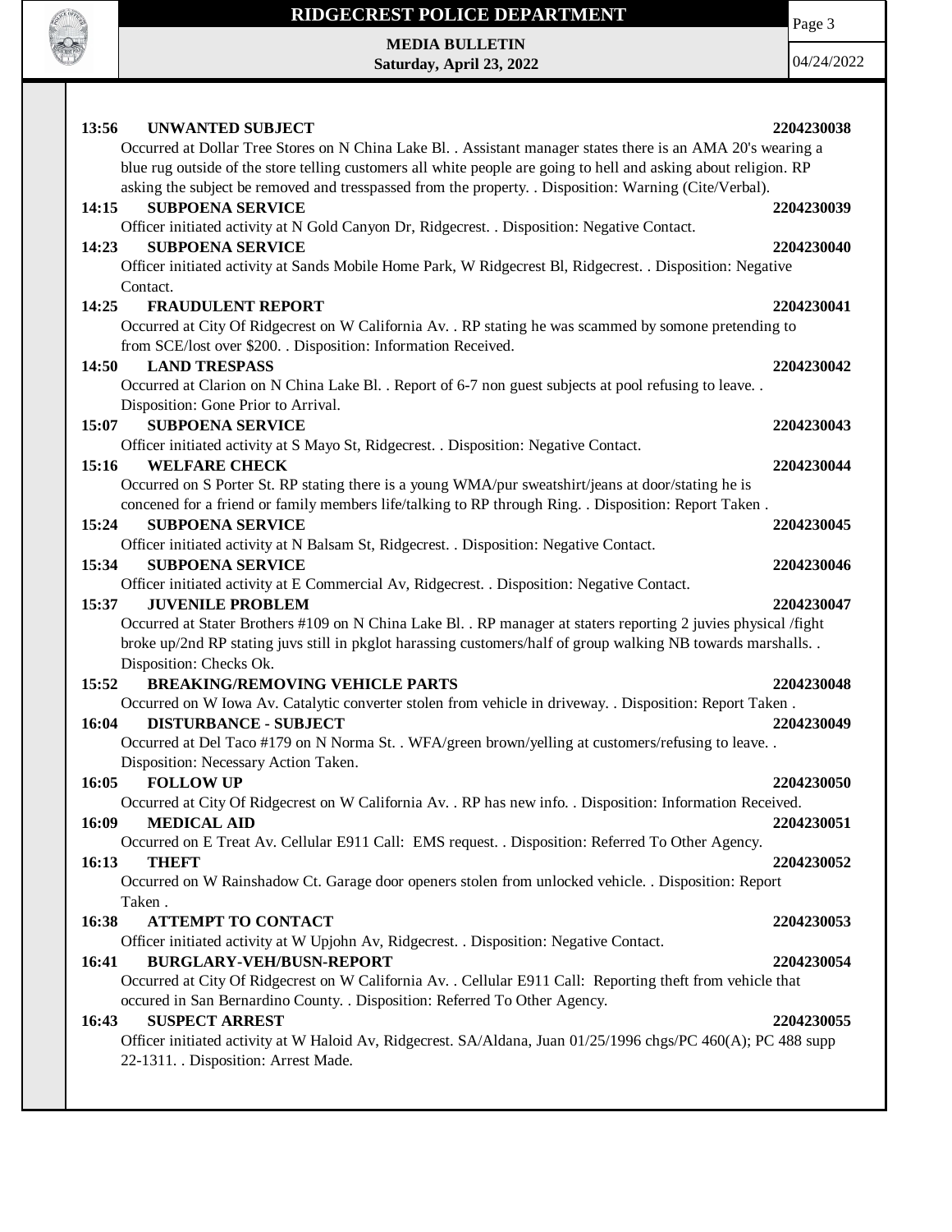**13:56 UNWANTED SUBJECT 2204230038**

Occurred at Dollar Tree Stores on N China Lake Bl. . Assistant manager states there is an AMA 20's wearing a blue rug outside of the store telling customers all white people are going to hell and asking about religion. RP asking the subject be removed and tresspassed from the property. . Disposition: Warning (Cite/Verbal).

**14:15 SUBPOENA SERVICE 2204230039**

Officer initiated activity at N Gold Canyon Dr, Ridgecrest. . Disposition: Negative Contact.

**14:23 SUBPOENA SERVICE 2204230040**

Officer initiated activity at Sands Mobile Home Park, W Ridgecrest Bl, Ridgecrest. . Disposition: Negative Contact.

**14:25 FRAUDULENT REPORT 2204230041**

Occurred at City Of Ridgecrest on W California Av. . RP stating he was scammed by somone pretending to from SCE/lost over $200. . Disposition: Information Received.

**14:50 LAND TRESPASS 2204230042**

Occurred at Clarion on N China Lake Bl. . Report of 6-7 non guest subjects at pool refusing to leave. . Disposition: Gone Prior to Arrival.

**15:07 SUBPOENA SERVICE 2204230043**

Officer initiated activity at S Mayo St, Ridgecrest. . Disposition: Negative Contact.

**15:16 WELFARE CHECK 2204230044**

Occurred on S Porter St. RP stating there is a young WMA/pur sweatshirt/jeans at door/stating he is concened for a friend or family members life/talking to RP through Ring. . Disposition: Report Taken .

**15:24 SUBPOENA SERVICE 2204230045**

Officer initiated activity at N Balsam St, Ridgecrest. . Disposition: Negative Contact.

**15:34 SUBPOENA SERVICE 2204230046**

Officer initiated activity at E Commercial Av, Ridgecrest. . Disposition: Negative Contact.

**15:37 JUVENILE PROBLEM 2204230047**

Occurred at Stater Brothers #109 on N China Lake Bl. . RP manager at staters reporting 2 juvies physical /fight broke up/2nd RP stating juvs still in pkglot harassing customers/half of group walking NB towards marshalls. . Disposition: Checks Ok.

**15:52 BREAKING/REMOVING VEHICLE PARTS 2204230048**

Occurred on W Iowa Av. Catalytic converter stolen from vehicle in driveway. . Disposition: Report Taken .

**16:04 DISTURBANCE - SUBJECT 2204230049**

Occurred at Del Taco #179 on N Norma St. . WFA/green brown/yelling at customers/refusing to leave. . Disposition: Necessary Action Taken.

**16:05 FOLLOW UP 2204230050**

Occurred at City Of Ridgecrest on W California Av. . RP has new info. . Disposition: Information Received.

**16:09 MEDICAL AID 2204230051**

Occurred on E Treat Av. Cellular E911 Call: EMS request. . Disposition: Referred To Other Agency.

**16:13 THEFT 2204230052**

Occurred on W Rainshadow Ct. Garage door openers stolen from unlocked vehicle. . Disposition: Report Taken .

**16:38 ATTEMPT TO CONTACT 2204230053**

Officer initiated activity at W Upjohn Av, Ridgecrest. . Disposition: Negative Contact.

**16:41 BURGLARY-VEH/BUSN-REPORT 2204230054**

Occurred at City Of Ridgecrest on W California Av. . Cellular E911 Call: Reporting theft from vehicle that occured in San Bernardino County. . Disposition: Referred To Other Agency.

**16:43 SUSPECT ARREST 2204230055**

Officer initiated activity at W Haloid Av, Ridgecrest. SA/Aldana, Juan 01/25/1996 chgs/PC 460(A); PC 488 supp 22-1311. . Disposition: Arrest Made.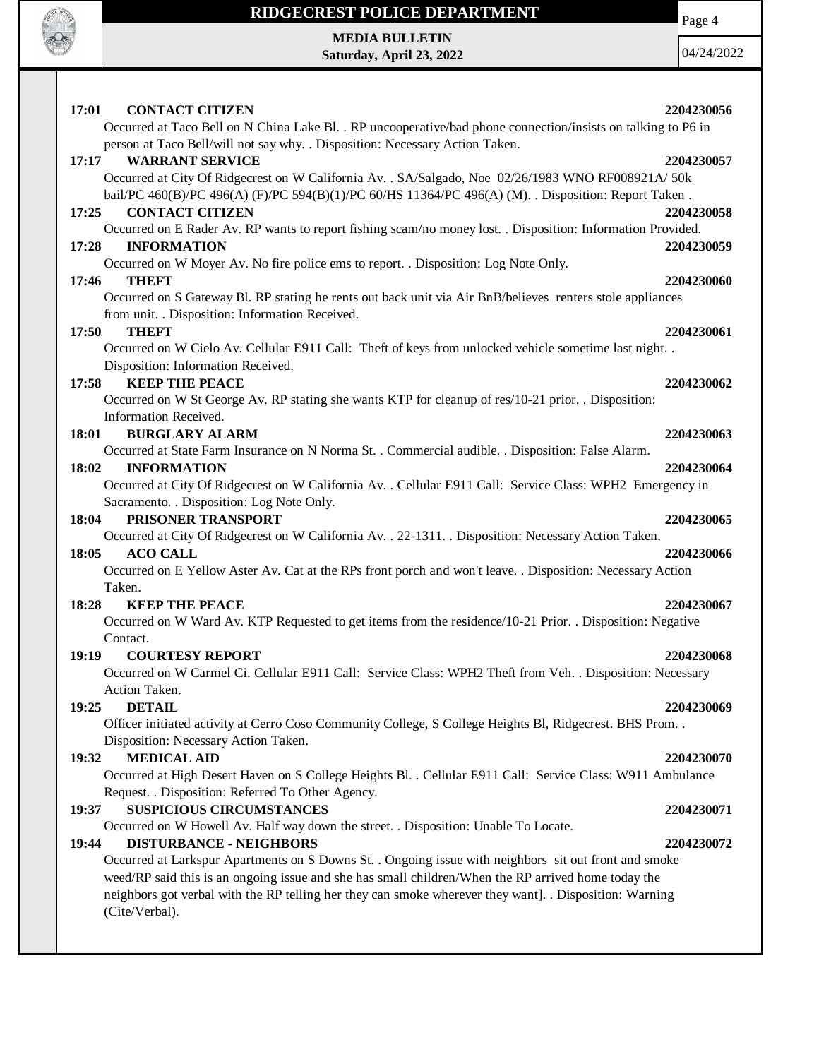**17:01 CONTACT CITIZEN** **2204230056**

Occurred at Taco Bell on N China Lake Bl. . RP uncooperative/bad phone connection/insists on talking to P6 in person at Taco Bell/will not say why. . Disposition: Necessary Action Taken.

**17:17 WARRANT SERVICE** **2204230057**

Occurred at City Of Ridgecrest on W California Av. . SA/Salgado, Noe 02/26/1983 WNO RF008921A/ 50k bail/PC 460(B)/PC 496(A) (F)/PC 594(B)(1)/PC 60/HS 11364/PC 496(A) (M). . Disposition: Report Taken .

**17:25 CONTACT CITIZEN** **2204230058**

Occurred on E Rader Av. RP wants to report fishing scam/no money lost. . Disposition: Information Provided.

**17:28 INFORMATION** **2204230059**

Occurred on W Moyer Av. No fire police ems to report. . Disposition: Log Note Only.

**17:46 THEFT** **2204230060**

Occurred on S Gateway Bl. RP stating he rents out back unit via Air BnB/believes renters stole appliances from unit. . Disposition: Information Received.

**17:50 THEFT** **2204230061**

Occurred on W Cielo Av. Cellular E911 Call: Theft of keys from unlocked vehicle sometime last night. . Disposition: Information Received.

**17:58 KEEP THE PEACE** **2204230062**

Occurred on W St George Av. RP stating she wants KTP for cleanup of res/10-21 prior. . Disposition: Information Received.

**18:01 BURGLARY ALARM** **2204230063**

Occurred at State Farm Insurance on N Norma St. . Commercial audible. . Disposition: False Alarm.

**18:02 INFORMATION** **2204230064**

Occurred at City Of Ridgecrest on W California Av. . Cellular E911 Call: Service Class: WPH2 Emergency in Sacramento. . Disposition: Log Note Only.

**18:04 PRISONER TRANSPORT** **2204230065**

Occurred at City Of Ridgecrest on W California Av. . 22-1311. . Disposition: Necessary Action Taken.

**18:05 ACO CALL** **2204230066**

Occurred on E Yellow Aster Av. Cat at the RPs front porch and won't leave. . Disposition: Necessary Action Taken.

**18:28 KEEP THE PEACE** **2204230067**

Occurred on W Ward Av. KTP Requested to get items from the residence/10-21 Prior. . Disposition: Negative Contact.

**19:19 COURTESY REPORT** **2204230068**

Occurred on W Carmel Ci. Cellular E911 Call: Service Class: WPH2 Theft from Veh. . Disposition: Necessary Action Taken.

**19:25 DETAIL** **2204230069**

Officer initiated activity at Cerro Coso Community College, S College Heights Bl, Ridgecrest. BHS Prom. . Disposition: Necessary Action Taken.

**19:32 MEDICAL AID** **2204230070**

Occurred at High Desert Haven on S College Heights Bl. . Cellular E911 Call: Service Class: W911 Ambulance Request. . Disposition: Referred To Other Agency.

**19:37 SUSPICIOUS CIRCUMSTANCES** **2204230071**

Occurred on W Howell Av. Half way down the street. . Disposition: Unable To Locate.

**19:44 DISTURBANCE - NEIGHBORS** **2204230072**

Occurred at Larkspur Apartments on S Downs St. . Ongoing issue with neighbors sit out front and smoke weed/RP said this is an ongoing issue and she has small children/When the RP arrived home today the neighbors got verbal with the RP telling her they can smoke wherever they want]. . Disposition: Warning (Cite/Verbal).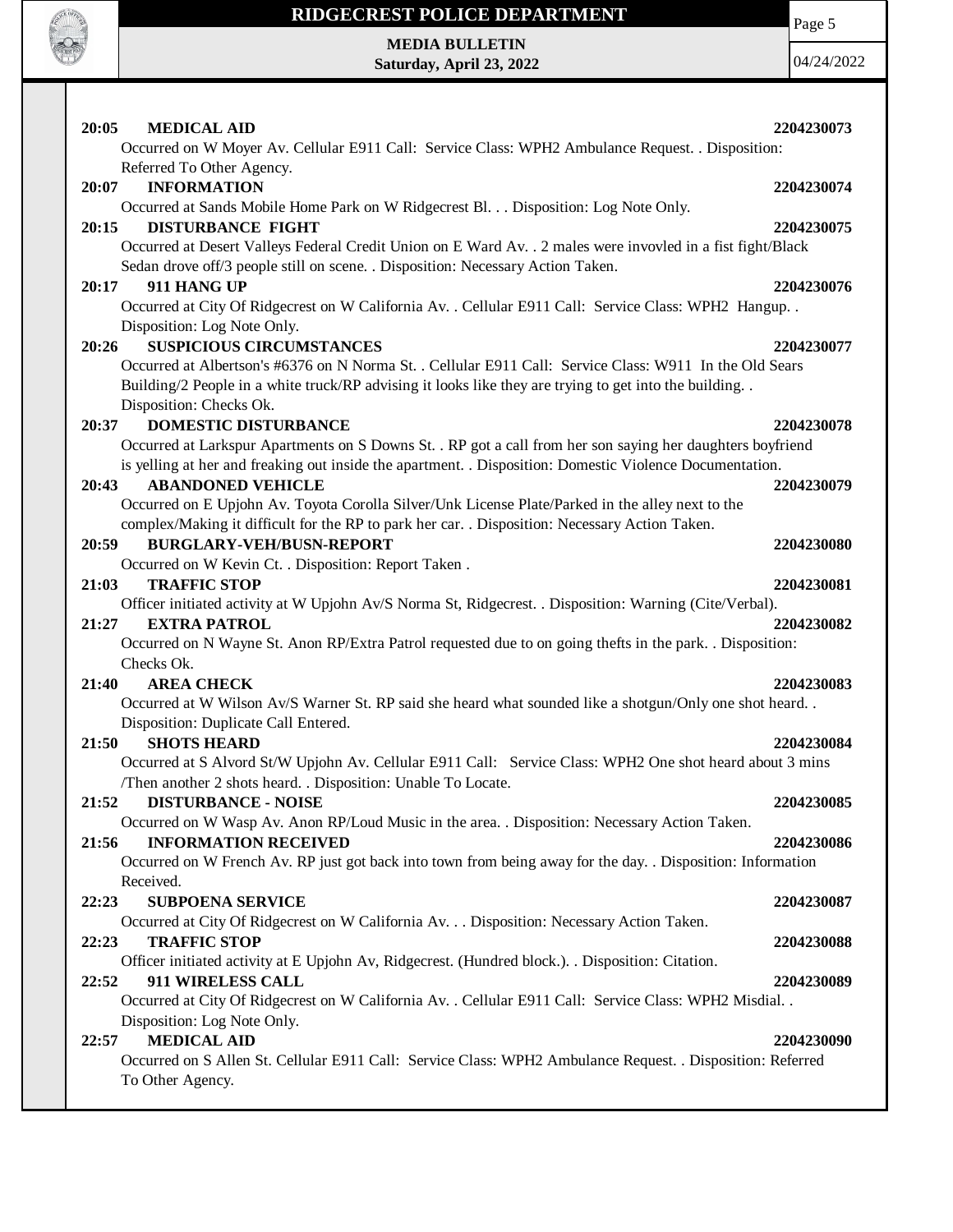**20:05 MEDICAL AID** **2204230073**

Occurred on W Moyer Av. Cellular E911 Call: Service Class: WPH2 Ambulance Request. . Disposition: Referred To Other Agency.

**20:07 INFORMATION** **2204230074**

Occurred at Sands Mobile Home Park on W Ridgecrest Bl. . . Disposition: Log Note Only.

**20:15 DISTURBANCE FIGHT** **2204230075**

Occurred at Desert Valleys Federal Credit Union on E Ward Av. . 2 males were invovled in a fist fight/Black Sedan drove off/3 people still on scene. . Disposition: Necessary Action Taken.

**20:17 911 HANG UP** **2204230076**

Occurred at City Of Ridgecrest on W California Av. . Cellular E911 Call: Service Class: WPH2 Hangup. . Disposition: Log Note Only.

**20:26 SUSPICIOUS CIRCUMSTANCES** **2204230077**

Occurred at Albertson's #6376 on N Norma St. . Cellular E911 Call: Service Class: W911 In the Old Sears Building/2 People in a white truck/RP advising it looks like they are trying to get into the building. . Disposition: Checks Ok.

**20:37 DOMESTIC DISTURBANCE** **2204230078**

Occurred at Larkspur Apartments on S Downs St. . RP got a call from her son saying her daughters boyfriend is yelling at her and freaking out inside the apartment. . Disposition: Domestic Violence Documentation.

**20:43 ABANDONED VEHICLE** **2204230079**

Occurred on E Upjohn Av. Toyota Corolla Silver/Unk License Plate/Parked in the alley next to the complex/Making it difficult for the RP to park her car. . Disposition: Necessary Action Taken.

**20:59 BURGLARY-VEH/BUSN-REPORT** **2204230080**

Occurred on W Kevin Ct. . Disposition: Report Taken .

**21:03 TRAFFIC STOP** **2204230081**

Officer initiated activity at W Upjohn Av/S Norma St, Ridgecrest. . Disposition: Warning (Cite/Verbal).

**21:27 EXTRA PATROL** **2204230082**

Occurred on N Wayne St. Anon RP/Extra Patrol requested due to on going thefts in the park. . Disposition: Checks Ok.

**21:40 AREA CHECK** **2204230083**

Occurred at W Wilson Av/S Warner St. RP said she heard what sounded like a shotgun/Only one shot heard. . Disposition: Duplicate Call Entered.

**21:50 SHOTS HEARD** **2204230084**

Occurred at S Alvord St/W Upjohn Av. Cellular E911 Call: Service Class: WPH2 One shot heard about 3 mins /Then another 2 shots heard. . Disposition: Unable To Locate.

**21:52 DISTURBANCE - NOISE** **2204230085**

Occurred on W Wasp Av. Anon RP/Loud Music in the area. . Disposition: Necessary Action Taken.

**21:56 INFORMATION RECEIVED** **2204230086**

Occurred on W French Av. RP just got back into town from being away for the day. . Disposition: Information Received.

**22:23 SUBPOENA SERVICE** **2204230087**

Occurred at City Of Ridgecrest on W California Av. . . Disposition: Necessary Action Taken.

**22:23 TRAFFIC STOP** **2204230088**

Officer initiated activity at E Upjohn Av, Ridgecrest. (Hundred block.). . Disposition: Citation.

**22:52 911 WIRELESS CALL** **2204230089**

Occurred at City Of Ridgecrest on W California Av. . Cellular E911 Call: Service Class: WPH2 Misdial. . Disposition: Log Note Only.

**22:57 MEDICAL AID** **2204230090**

Occurred on S Allen St. Cellular E911 Call: Service Class: WPH2 Ambulance Request. . Disposition: Referred To Other Agency.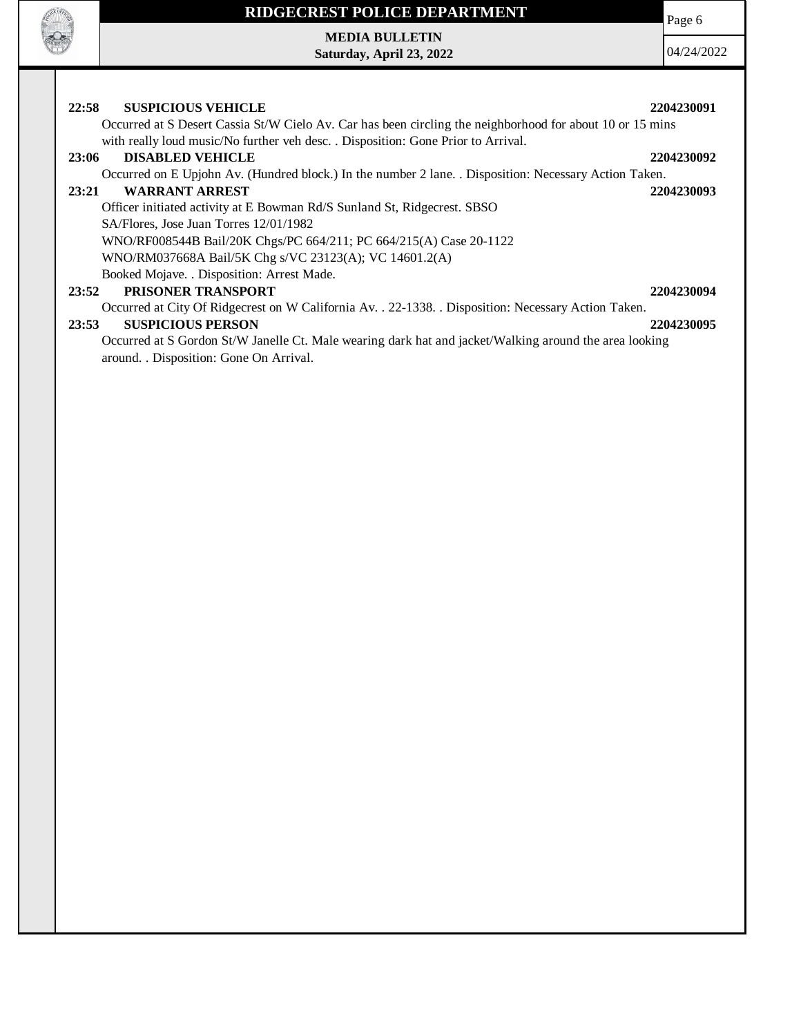**22:58 SUSPICIOUS VEHICLE** **2204230091**

Occurred at S Desert Cassia St/W Cielo Av. Car has been circling the neighborhood for about 10 or 15 mins with really loud music/No further veh desc. . Disposition: Gone Prior to Arrival.

**23:06 DISABLED VEHICLE** **2204230092**

Occurred on E Upjohn Av. (Hundred block.) In the number 2 lane. . Disposition: Necessary Action Taken.

**23:21 WARRANT ARREST** **2204230093**

Officer initiated activity at E Bowman Rd/S Sunland St, Ridgecrest. SBSO
SA/Flores, Jose Juan Torres 12/01/1982
WNO/RF008544B Bail/20K Chgs/PC 664/211; PC 664/215(A) Case 20-1122
WNO/RM037668A Bail/5K Chg s/VC 23123(A); VC 14601.2(A)
Booked Mojave. . Disposition: Arrest Made.

**23:52 PRISONER TRANSPORT** **2204230094**

Occurred at City Of Ridgecrest on W California Av. . 22-1338. . Disposition: Necessary Action Taken.

**23:53 SUSPICIOUS PERSON** **2204230095**

Occurred at S Gordon St/W Janelle Ct. Male wearing dark hat and jacket/Walking around the area looking around. . Disposition: Gone On Arrival.